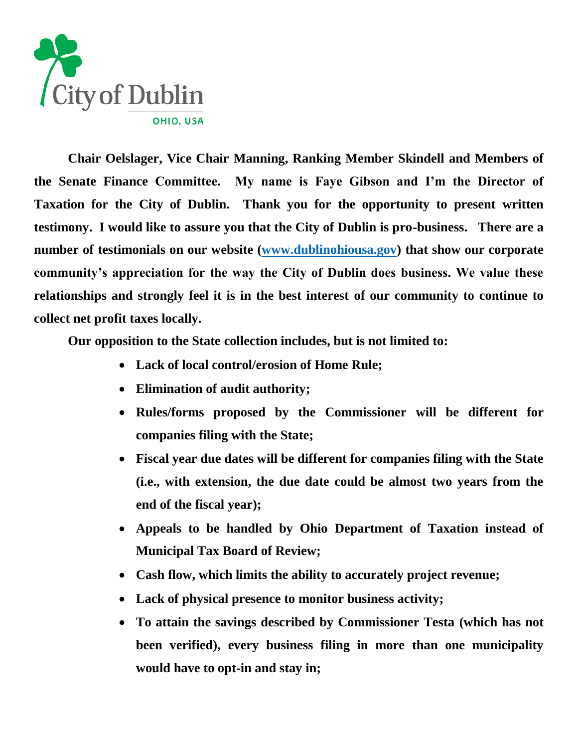City of Dublin

OHIO, USA

**Chair Oelslager, Vice Chair Manning, Ranking Member Skindell and Members of the Senate Finance Committee. My name is Faye Gibson and I'm the Director of Taxation for the City of Dublin. Thank you for the opportunity to present written testimony. I would like to assure you that the City of Dublin is pro-business. There are a number of testimonials on our website ([www.dublinohiousa.gov](www.dublinohiousa.gov)) that show our corporate community's appreciation for the way the City of Dublin does business. We value these relationships and strongly feel it is in the best interest of our community to continue to collect net profit taxes locally.**

**Our opposition to the State collection includes, but is not limited to:**

- **Lack of local control/erosion of Home Rule;**
- **Elimination of audit authority;**
- **Rules/forms proposed by the Commissioner will be different for companies filing with the State;**
- **Fiscal year due dates will be different for companies filing with the State (i.e., with extension, the due date could be almost two years from the end of the fiscal year);**
- **Appeals to be handled by Ohio Department of Taxation instead of Municipal Tax Board of Review;**
- **Cash flow, which limits the ability to accurately project revenue;**
- **Lack of physical presence to monitor business activity;**
- **To attain the savings described by Commissioner Testa (which has not been verified), every business filing in more than one municipality would have to opt-in and stay in;**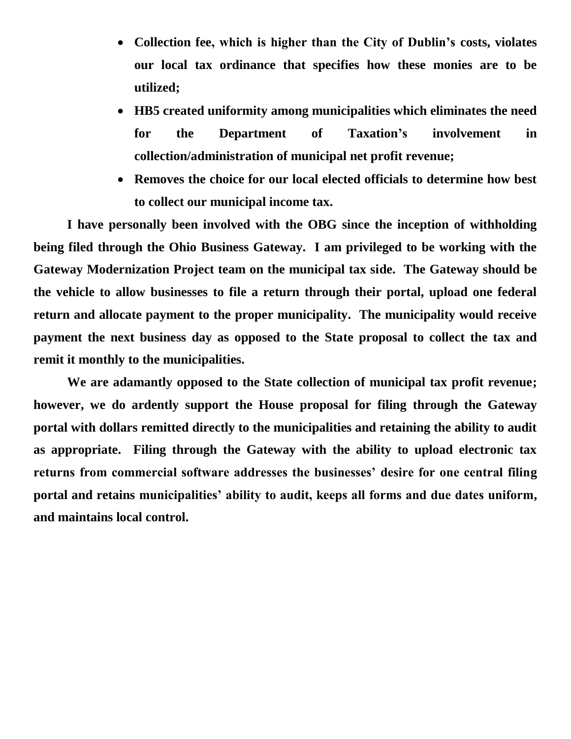- **Collection fee, which is higher than the City of Dublin's costs, violates our local tax ordinance that specifies how these monies are to be utilized;**
- **HB5 created uniformity among municipalities which eliminates the need for the Department of Taxation's involvement in collection/administration of municipal net profit revenue;**
- **Removes the choice for our local elected officials to determine how best to collect our municipal income tax.**

**I have personally been involved with the OBG since the inception of withholding being filed through the Ohio Business Gateway. I am privileged to be working with the Gateway Modernization Project team on the municipal tax side. The Gateway should be the vehicle to allow businesses to file a return through their portal, upload one federal return and allocate payment to the proper municipality. The municipality would receive payment the next business day as opposed to the State proposal to collect the tax and remit it monthly to the municipalities.**

**We are adamantly opposed to the State collection of municipal tax profit revenue; however, we do ardently support the House proposal for filing through the Gateway portal with dollars remitted directly to the municipalities and retaining the ability to audit as appropriate. Filing through the Gateway with the ability to upload electronic tax returns from commercial software addresses the businesses' desire for one central filing portal and retains municipalities' ability to audit, keeps all forms and due dates uniform, and maintains local control.**